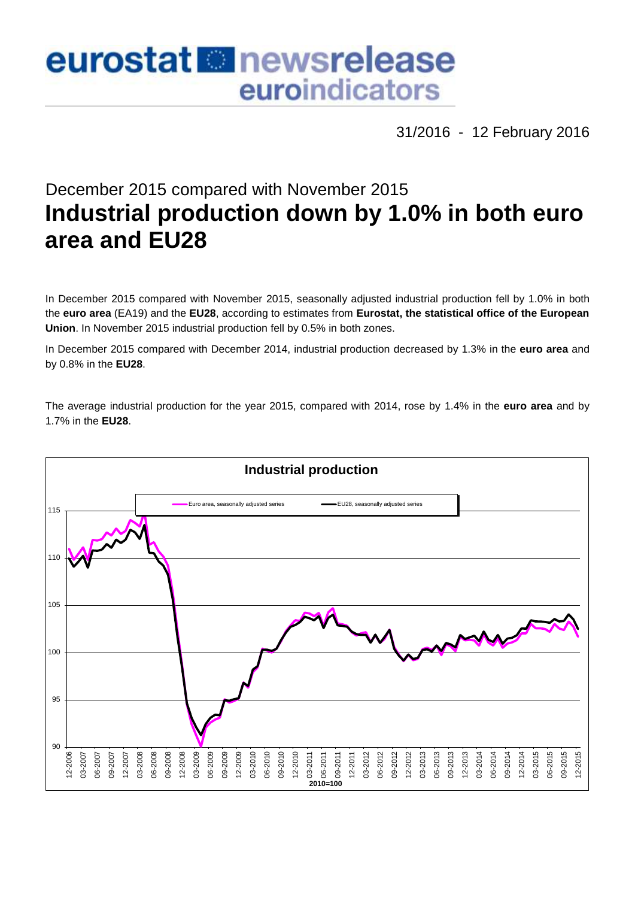# eurostat newsrelease euroindicators

31/2016 - 12 February 2016

## December 2015 compared with November 2015

# Industrial production down by 1.0% in both euro area and EU28

In December 2015 compared with November 2015, seasonally adjusted industrial production fell by 1.0% in both the **euro area** (EA19) and the **EU28**, according to estimates from **Eurostat, the statistical office of the European Union**. In November 2015 industrial production fell by 0.5% in both zones.

In December 2015 compared with December 2014, industrial production decreased by 1.3% in the **euro area** and by 0.8% in the **EU28**.

The average industrial production for the year 2015, compared with 2014, rose by 1.4% in the **euro area** and by 1.7% in the **EU28**.

**Industrial production**

Euro area, seasonally adjusted series — EU28, seasonally adjusted series

2010=100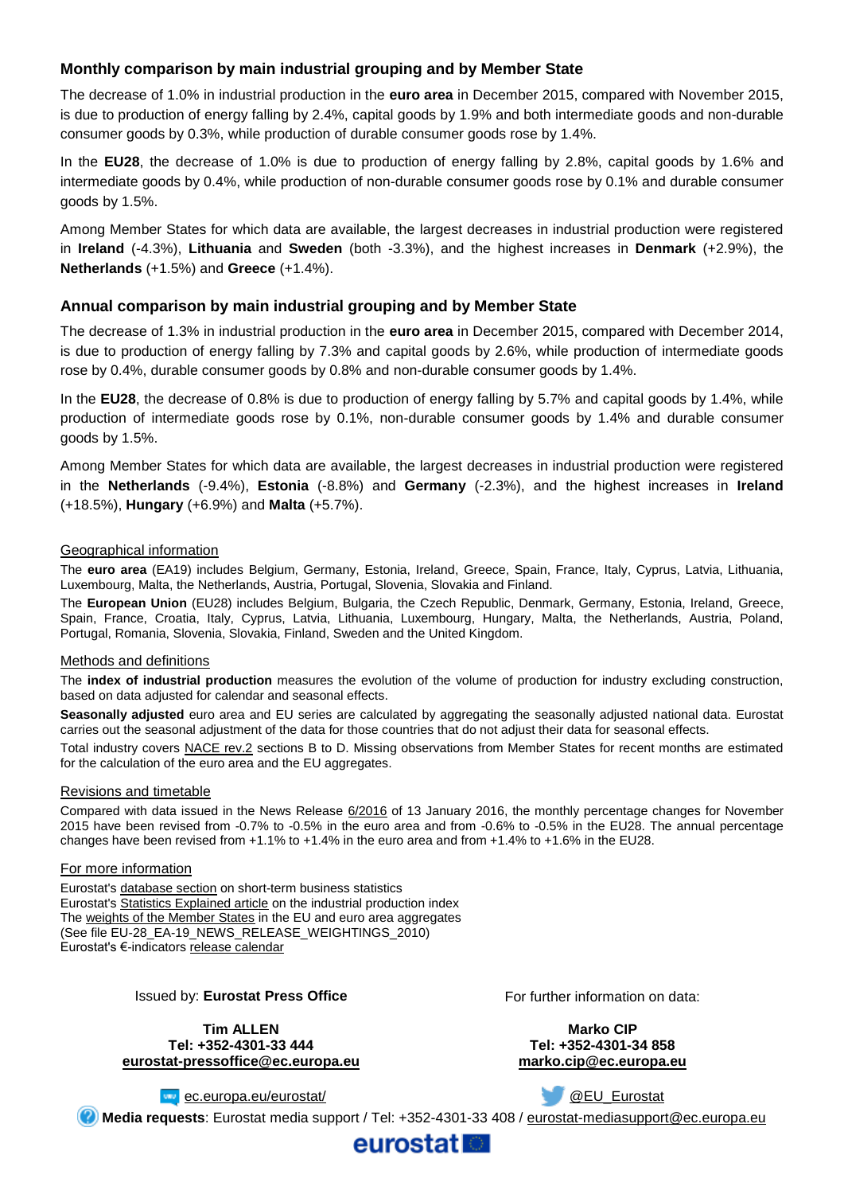## Monthly comparison by main industrial grouping and by Member State

The decrease of 1.0% in industrial production in the **euro area** in December 2015, compared with November 2015, is due to production of energy falling by 2.4%, capital goods by 1.9% and both intermediate goods and non-durable consumer goods by 0.3%, while production of durable consumer goods rose by 1.4%.

In the **EU28**, the decrease of 1.0% is due to production of energy falling by 2.8%, capital goods by 1.6% and intermediate goods by 0.4%, while production of non-durable consumer goods rose by 0.1% and durable consumer goods by 1.5%.

Among Member States for which data are available, the largest decreases in industrial production were registered in **Ireland** (-4.3%), **Lithuania** and **Sweden** (both -3.3%), and the highest increases in **Denmark** (+2.9%), the **Netherlands** (+1.5%) and **Greece** (+1.4%).

## Annual comparison by main industrial grouping and by Member State

The decrease of 1.3% in industrial production in the **euro area** in December 2015, compared with December 2014, is due to production of energy falling by 7.3% and capital goods by 2.6%, while production of intermediate goods rose by 0.4%, durable consumer goods by 0.8% and non-durable consumer goods by 1.4%.

In the **EU28**, the decrease of 0.8% is due to production of energy falling by 5.7% and capital goods by 1.4%, while production of intermediate goods rose by 0.1%, non-durable consumer goods by 1.4% and durable consumer goods by 1.5%.

Among Member States for which data are available, the largest decreases in industrial production were registered in the **Netherlands** (-9.4%), **Estonia** (-8.8%) and **Germany** (-2.3%), and the highest increases in **Ireland** (+18.5%), **Hungary** (+6.9%) and **Malta** (+5.7%).

### Geographical information

The **euro area** (EA19) includes Belgium, Germany, Estonia, Ireland, Greece, Spain, France, Italy, Cyprus, Latvia, Lithuania, Luxembourg, Malta, the Netherlands, Austria, Portugal, Slovenia, Slovakia and Finland.

The **European Union** (EU28) includes Belgium, Bulgaria, the Czech Republic, Denmark, Germany, Estonia, Ireland, Greece, Spain, France, Croatia, Italy, Cyprus, Latvia, Lithuania, Luxembourg, Hungary, Malta, the Netherlands, Austria, Poland, Portugal, Romania, Slovenia, Slovakia, Finland, Sweden and the United Kingdom.

### Methods and definitions

The **index of industrial production** measures the evolution of the volume of production for industry excluding construction, based on data adjusted for calendar and seasonal effects.

**Seasonally adjusted** euro area and EU series are calculated by aggregating the seasonally adjusted national data. Eurostat carries out the seasonal adjustment of the data for those countries that do not adjust their data for seasonal effects.

Total industry covers NACE rev.2 sections B to D. Missing observations from Member States for recent months are estimated for the calculation of the euro area and the EU aggregates.

### Revisions and timetable

Compared with data issued in the News Release 6/2016 of 13 January 2016, the monthly percentage changes for November 2015 have been revised from -0.7% to -0.5% in the euro area and from -0.6% to -0.5% in the EU28. The annual percentage changes have been revised from +1.1% to +1.4% in the euro area and from +1.4% to +1.6% in the EU28.

### For more information

Eurostat's database section on short-term business statistics
Eurostat's Statistics Explained article on the industrial production index
The weights of the Member States in the EU and euro area aggregates
(See file EU-28_EA-19_NEWS_RELEASE_WEIGHTINGS_2010)
Eurostat's €-indicators release calendar

Issued by: **Eurostat Press Office**

**Tim ALLEN**
**Tel: +352-4301-33 444**
**eurostat-pressoffice@ec.europa.eu**

For further information on data:

**Marko CIP**
**Tel: +352-4301-34 858**
**marko.cip@ec.europa.eu**

ec.europa.eu/eurostat/

@EU_Eurostat

**Media requests**: Eurostat media support / Tel: +352-4301-33 408 / eurostat-mediasupport@ec.europa.eu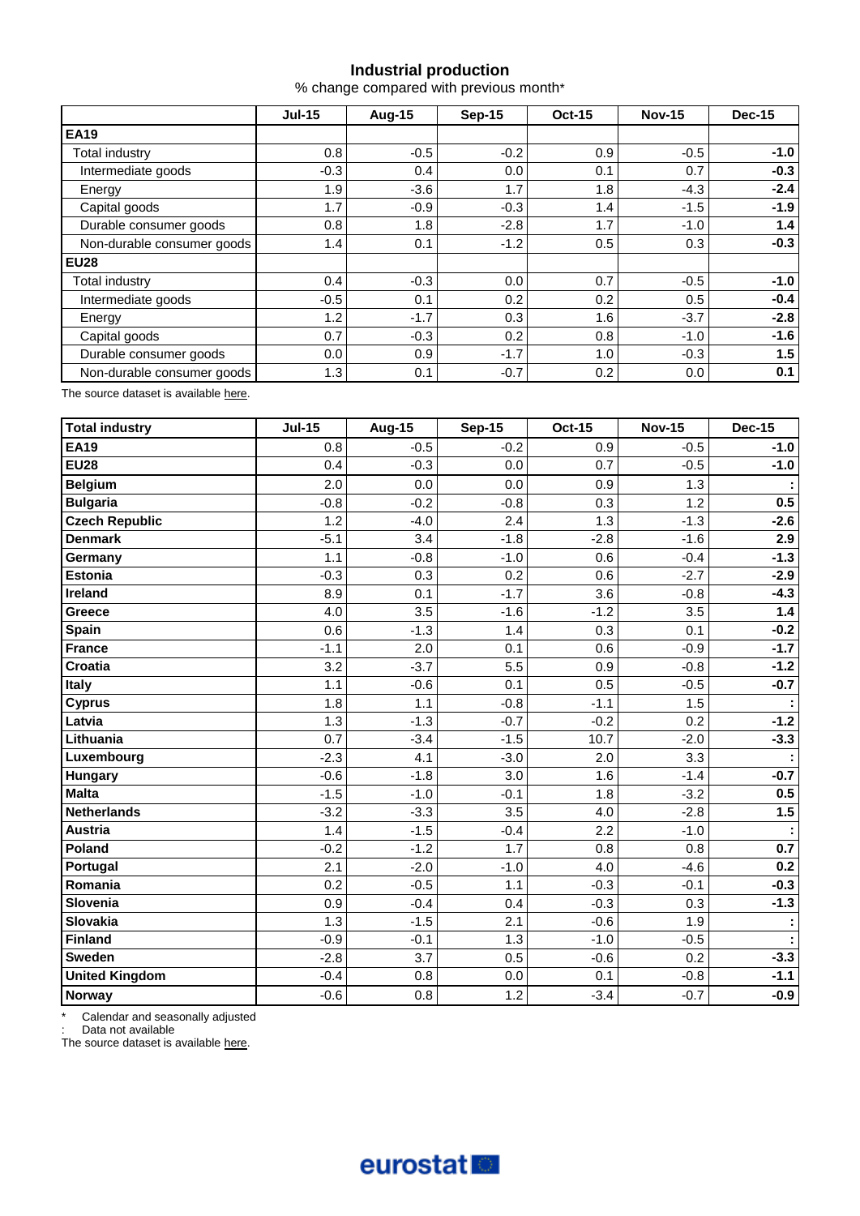## Industrial production

% change compared with previous month*

| | Jul-15 | Aug-15 | Sep-15 | Oct-15 | Nov-15 | Dec-15 |
|---|---|---|---|---|---|---|
| **EA19** | | | | | | |
| Total industry | 0.8 | -0.5 | -0.2 | 0.9 | -0.5 | **-1.0** |
| Intermediate goods | -0.3 | 0.4 | 0.0 | 0.1 | 0.7 | **-0.3** |
| Energy | 1.9 | -3.6 | 1.7 | 1.8 | -4.3 | **-2.4** |
| Capital goods | 1.7 | -0.9 | -0.3 | 1.4 | -1.5 | **-1.9** |
| Durable consumer goods | 0.8 | 1.8 | -2.8 | 1.7 | -1.0 | **1.4** |
| Non-durable consumer goods | 1.4 | 0.1 | -1.2 | 0.5 | 0.3 | **-0.3** |
| **EU28** | | | | | | |
| Total industry | 0.4 | -0.3 | 0.0 | 0.7 | -0.5 | **-1.0** |
| Intermediate goods | -0.5 | 0.1 | 0.2 | 0.2 | 0.5 | **-0.4** |
| Energy | 1.2 | -1.7 | 0.3 | 1.6 | -3.7 | **-2.8** |
| Capital goods | 0.7 | -0.3 | 0.2 | 0.8 | -1.0 | **-1.6** |
| Durable consumer goods | 0.0 | 0.9 | -1.7 | 1.0 | -0.3 | **1.5** |
| Non-durable consumer goods | 1.3 | 0.1 | -0.7 | 0.2 | 0.0 | **0.1** |

The source dataset is available here.

| **Total industry** | Jul-15 | Aug-15 | Sep-15 | Oct-15 | Nov-15 | Dec-15 |
|---|---|---|---|---|---|---|
| **EA19** | 0.8 | -0.5 | -0.2 | 0.9 | -0.5 | **-1.0** |
| **EU28** | 0.4 | -0.3 | 0.0 | 0.7 | -0.5 | **-1.0** |
| **Belgium** | 2.0 | 0.0 | 0.0 | 0.9 | 1.3 | **:** |
| **Bulgaria** | -0.8 | -0.2 | -0.8 | 0.3 | 1.2 | **0.5** |
| **Czech Republic** | 1.2 | -4.0 | 2.4 | 1.3 | -1.3 | **-2.6** |
| **Denmark** | -5.1 | 3.4 | -1.8 | -2.8 | -1.6 | **2.9** |
| **Germany** | 1.1 | -0.8 | -1.0 | 0.6 | -0.4 | **-1.3** |
| **Estonia** | -0.3 | 0.3 | 0.2 | 0.6 | -2.7 | **-2.9** |
| **Ireland** | 8.9 | 0.1 | -1.7 | 3.6 | -0.8 | **-4.3** |
| **Greece** | 4.0 | 3.5 | -1.6 | -1.2 | 3.5 | **1.4** |
| **Spain** | 0.6 | -1.3 | 1.4 | 0.3 | 0.1 | **-0.2** |
| **France** | -1.1 | 2.0 | 0.1 | 0.6 | -0.9 | **-1.7** |
| **Croatia** | 3.2 | -3.7 | 5.5 | 0.9 | -0.8 | **-1.2** |
| **Italy** | 1.1 | -0.6 | 0.1 | 0.5 | -0.5 | **-0.7** |
| **Cyprus** | 1.8 | 1.1 | -0.8 | -1.1 | 1.5 | **:** |
| **Latvia** | 1.3 | -1.3 | -0.7 | -0.2 | 0.2 | **-1.2** |
| **Lithuania** | 0.7 | -3.4 | -1.5 | 10.7 | -2.0 | **-3.3** |
| **Luxembourg** | -2.3 | 4.1 | -3.0 | 2.0 | 3.3 | **:** |
| **Hungary** | -0.6 | -1.8 | 3.0 | 1.6 | -1.4 | **-0.7** |
| **Malta** | -1.5 | -1.0 | -0.1 | 1.8 | -3.2 | **0.5** |
| **Netherlands** | -3.2 | -3.3 | 3.5 | 4.0 | -2.8 | **1.5** |
| **Austria** | 1.4 | -1.5 | -0.4 | 2.2 | -1.0 | **:** |
| **Poland** | -0.2 | -1.2 | 1.7 | 0.8 | 0.8 | **0.7** |
| **Portugal** | 2.1 | -2.0 | -1.0 | 4.0 | -4.6 | **0.2** |
| **Romania** | 0.2 | -0.5 | 1.1 | -0.3 | -0.1 | **-0.3** |
| **Slovenia** | 0.9 | -0.4 | 0.4 | -0.3 | 0.3 | **-1.3** |
| **Slovakia** | 1.3 | -1.5 | 2.1 | -0.6 | 1.9 | **:** |
| **Finland** | -0.9 | -0.1 | 1.3 | -1.0 | -0.5 | **:** |
| **Sweden** | -2.8 | 3.7 | 0.5 | -0.6 | 0.2 | **-3.3** |
| **United Kingdom** | -0.4 | 0.8 | 0.0 | 0.1 | -0.8 | **-1.1** |
| **Norway** | -0.6 | 0.8 | 1.2 | -3.4 | -0.7 | **-0.9** |

\* Calendar and seasonally adjusted

: Data not available

The source dataset is available here.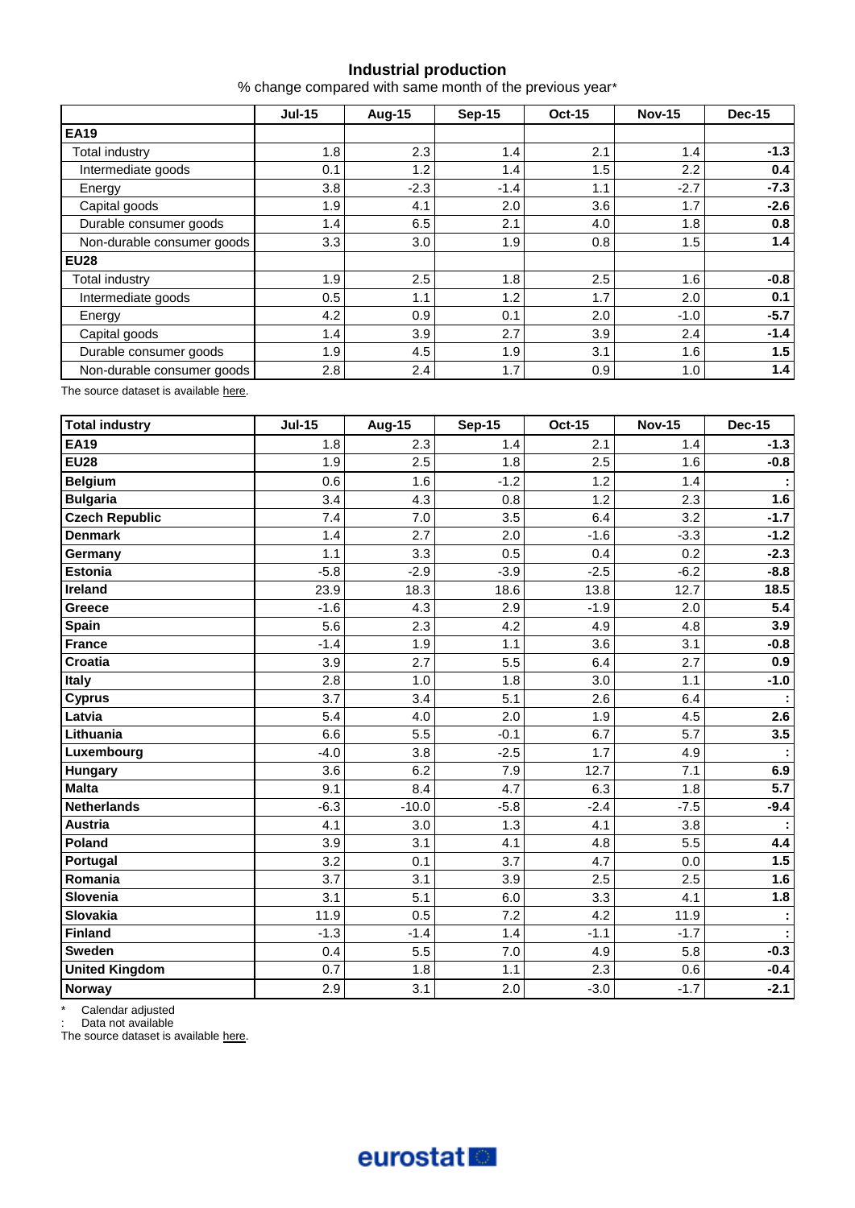## Industrial production

% change compared with same month of the previous year*

| | Jul-15 | Aug-15 | Sep-15 | Oct-15 | Nov-15 | Dec-15 |
|---|---|---|---|---|---|---|
| **EA19** | | | | | | |
| Total industry | 1.8 | 2.3 | 1.4 | 2.1 | 1.4 | **-1.3** |
| Intermediate goods | 0.1 | 1.2 | 1.4 | 1.5 | 2.2 | **0.4** |
| Energy | 3.8 | -2.3 | -1.4 | 1.1 | -2.7 | **-7.3** |
| Capital goods | 1.9 | 4.1 | 2.0 | 3.6 | 1.7 | **-2.6** |
| Durable consumer goods | 1.4 | 6.5 | 2.1 | 4.0 | 1.8 | **0.8** |
| Non-durable consumer goods | 3.3 | 3.0 | 1.9 | 0.8 | 1.5 | **1.4** |
| **EU28** | | | | | | |
| Total industry | 1.9 | 2.5 | 1.8 | 2.5 | 1.6 | **-0.8** |
| Intermediate goods | 0.5 | 1.1 | 1.2 | 1.7 | 2.0 | **0.1** |
| Energy | 4.2 | 0.9 | 0.1 | 2.0 | -1.0 | **-5.7** |
| Capital goods | 1.4 | 3.9 | 2.7 | 3.9 | 2.4 | **-1.4** |
| Durable consumer goods | 1.9 | 4.5 | 1.9 | 3.1 | 1.6 | **1.5** |
| Non-durable consumer goods | 2.8 | 2.4 | 1.7 | 0.9 | 1.0 | **1.4** |

The source dataset is available here.

| **Total industry** | Jul-15 | Aug-15 | Sep-15 | Oct-15 | Nov-15 | Dec-15 |
|---|---|---|---|---|---|---|
| **EA19** | 1.8 | 2.3 | 1.4 | 2.1 | 1.4 | **-1.3** |
| **EU28** | 1.9 | 2.5 | 1.8 | 2.5 | 1.6 | **-0.8** |
| **Belgium** | 0.6 | 1.6 | -1.2 | 1.2 | 1.4 | **:** |
| **Bulgaria** | 3.4 | 4.3 | 0.8 | 1.2 | 2.3 | **1.6** |
| **Czech Republic** | 7.4 | 7.0 | 3.5 | 6.4 | 3.2 | **-1.7** |
| **Denmark** | 1.4 | 2.7 | 2.0 | -1.6 | -3.3 | **-1.2** |
| **Germany** | 1.1 | 3.3 | 0.5 | 0.4 | 0.2 | **-2.3** |
| **Estonia** | -5.8 | -2.9 | -3.9 | -2.5 | -6.2 | **-8.8** |
| **Ireland** | 23.9 | 18.3 | 18.6 | 13.8 | 12.7 | **18.5** |
| **Greece** | -1.6 | 4.3 | 2.9 | -1.9 | 2.0 | **5.4** |
| **Spain** | 5.6 | 2.3 | 4.2 | 4.9 | 4.8 | **3.9** |
| **France** | -1.4 | 1.9 | 1.1 | 3.6 | 3.1 | **-0.8** |
| **Croatia** | 3.9 | 2.7 | 5.5 | 6.4 | 2.7 | **0.9** |
| **Italy** | 2.8 | 1.0 | 1.8 | 3.0 | 1.1 | **-1.0** |
| **Cyprus** | 3.7 | 3.4 | 5.1 | 2.6 | 6.4 | **:** |
| **Latvia** | 5.4 | 4.0 | 2.0 | 1.9 | 4.5 | **2.6** |
| **Lithuania** | 6.6 | 5.5 | -0.1 | 6.7 | 5.7 | **3.5** |
| **Luxembourg** | -4.0 | 3.8 | -2.5 | 1.7 | 4.9 | **:** |
| **Hungary** | 3.6 | 6.2 | 7.9 | 12.7 | 7.1 | **6.9** |
| **Malta** | 9.1 | 8.4 | 4.7 | 6.3 | 1.8 | **5.7** |
| **Netherlands** | -6.3 | -10.0 | -5.8 | -2.4 | -7.5 | **-9.4** |
| **Austria** | 4.1 | 3.0 | 1.3 | 4.1 | 3.8 | **:** |
| **Poland** | 3.9 | 3.1 | 4.1 | 4.8 | 5.5 | **4.4** |
| **Portugal** | 3.2 | 0.1 | 3.7 | 4.7 | 0.0 | **1.5** |
| **Romania** | 3.7 | 3.1 | 3.9 | 2.5 | 2.5 | **1.6** |
| **Slovenia** | 3.1 | 5.1 | 6.0 | 3.3 | 4.1 | **1.8** |
| **Slovakia** | 11.9 | 0.5 | 7.2 | 4.2 | 11.9 | **:** |
| **Finland** | -1.3 | -1.4 | 1.4 | -1.1 | -1.7 | **:** |
| **Sweden** | 0.4 | 5.5 | 7.0 | 4.9 | 5.8 | **-0.3** |
| **United Kingdom** | 0.7 | 1.8 | 1.1 | 2.3 | 0.6 | **-0.4** |
| **Norway** | 2.9 | 3.1 | 2.0 | -3.0 | -1.7 | **-2.1** |

\* Calendar adjusted

: Data not available

The source dataset is available here.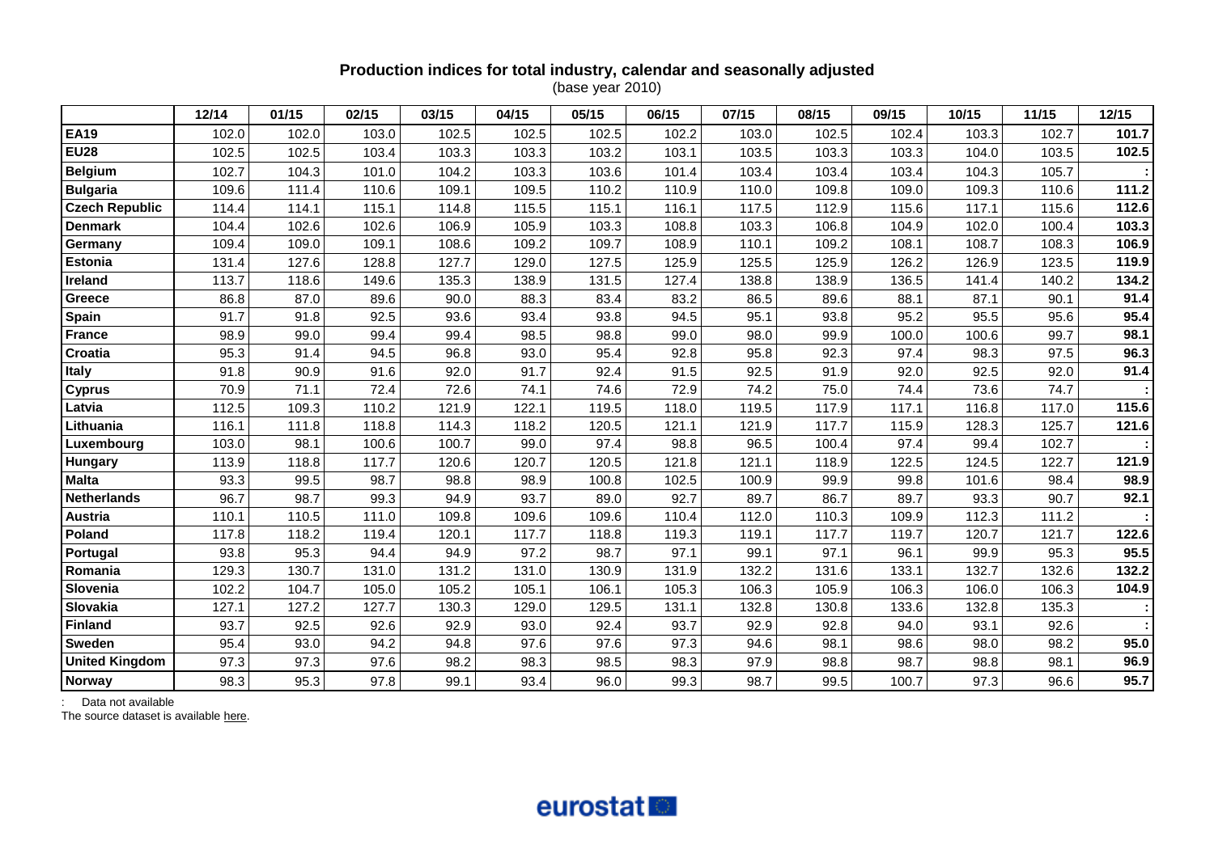**Production indices for total industry, calendar and seasonally adjusted**
(base year 2010)

| | 12/14 | 01/15 | 02/15 | 03/15 | 04/15 | 05/15 | 06/15 | 07/15 | 08/15 | 09/15 | 10/15 | 11/15 | 12/15 |
|---|---|---|---|---|---|---|---|---|---|---|---|---|---|
| **EA19** | 102.0 | 102.0 | 103.0 | 102.5 | 102.5 | 102.5 | 102.2 | 103.0 | 102.5 | 102.4 | 103.3 | 102.7 | **101.7** |
| **EU28** | 102.5 | 102.5 | 103.4 | 103.3 | 103.3 | 103.2 | 103.1 | 103.5 | 103.3 | 103.3 | 104.0 | 103.5 | **102.5** |
| **Belgium** | 102.7 | 104.3 | 101.0 | 104.2 | 103.3 | 103.6 | 101.4 | 103.4 | 103.4 | 103.4 | 104.3 | 105.7 | **:** |
| **Bulgaria** | 109.6 | 111.4 | 110.6 | 109.1 | 109.5 | 110.2 | 110.9 | 110.0 | 109.8 | 109.0 | 109.3 | 110.6 | **111.2** |
| **Czech Republic** | 114.4 | 114.1 | 115.1 | 114.8 | 115.5 | 115.1 | 116.1 | 117.5 | 112.9 | 115.6 | 117.1 | 115.6 | **112.6** |
| **Denmark** | 104.4 | 102.6 | 102.6 | 106.9 | 105.9 | 103.3 | 108.8 | 103.3 | 106.8 | 104.9 | 102.0 | 100.4 | **103.3** |
| **Germany** | 109.4 | 109.0 | 109.1 | 108.6 | 109.2 | 109.7 | 108.9 | 110.1 | 109.2 | 108.1 | 108.7 | 108.3 | **106.9** |
| **Estonia** | 131.4 | 127.6 | 128.8 | 127.7 | 129.0 | 127.5 | 125.9 | 125.5 | 125.9 | 126.2 | 126.9 | 123.5 | **119.9** |
| **Ireland** | 113.7 | 118.6 | 149.6 | 135.3 | 138.9 | 131.5 | 127.4 | 138.8 | 138.9 | 136.5 | 141.4 | 140.2 | **134.2** |
| **Greece** | 86.8 | 87.0 | 89.6 | 90.0 | 88.3 | 83.4 | 83.2 | 86.5 | 89.6 | 88.1 | 87.1 | 90.1 | **91.4** |
| **Spain** | 91.7 | 91.8 | 92.5 | 93.6 | 93.4 | 93.8 | 94.5 | 95.1 | 93.8 | 95.2 | 95.5 | 95.6 | **95.4** |
| **France** | 98.9 | 99.0 | 99.4 | 99.4 | 98.5 | 98.8 | 99.0 | 98.0 | 99.9 | 100.0 | 100.6 | 99.7 | **98.1** |
| **Croatia** | 95.3 | 91.4 | 94.5 | 96.8 | 93.0 | 95.4 | 92.8 | 95.8 | 92.3 | 97.4 | 98.3 | 97.5 | **96.3** |
| **Italy** | 91.8 | 90.9 | 91.6 | 92.0 | 91.7 | 92.4 | 91.5 | 92.5 | 91.9 | 92.0 | 92.5 | 92.0 | **91.4** |
| **Cyprus** | 70.9 | 71.1 | 72.4 | 72.6 | 74.1 | 74.6 | 72.9 | 74.2 | 75.0 | 74.4 | 73.6 | 74.7 | **:** |
| **Latvia** | 112.5 | 109.3 | 110.2 | 121.9 | 122.1 | 119.5 | 118.0 | 119.5 | 117.9 | 117.1 | 116.8 | 117.0 | **115.6** |
| **Lithuania** | 116.1 | 111.8 | 118.8 | 114.3 | 118.2 | 120.5 | 121.1 | 121.9 | 117.7 | 115.9 | 128.3 | 125.7 | **121.6** |
| **Luxembourg** | 103.0 | 98.1 | 100.6 | 100.7 | 99.0 | 97.4 | 98.8 | 96.5 | 100.4 | 97.4 | 99.4 | 102.7 | **:** |
| **Hungary** | 113.9 | 118.8 | 117.7 | 120.6 | 120.7 | 120.5 | 121.8 | 121.1 | 118.9 | 122.5 | 124.5 | 122.7 | **121.9** |
| **Malta** | 93.3 | 99.5 | 98.7 | 98.8 | 98.9 | 100.8 | 102.5 | 100.9 | 99.9 | 99.8 | 101.6 | 98.4 | **98.9** |
| **Netherlands** | 96.7 | 98.7 | 99.3 | 94.9 | 93.7 | 89.0 | 92.7 | 89.7 | 86.7 | 89.7 | 93.3 | 90.7 | **92.1** |
| **Austria** | 110.1 | 110.5 | 111.0 | 109.8 | 109.6 | 109.6 | 110.4 | 112.0 | 110.3 | 109.9 | 112.3 | 111.2 | **:** |
| **Poland** | 117.8 | 118.2 | 119.4 | 120.1 | 117.7 | 118.8 | 119.3 | 119.1 | 117.7 | 119.7 | 120.7 | 121.7 | **122.6** |
| **Portugal** | 93.8 | 95.3 | 94.4 | 94.9 | 97.2 | 98.7 | 97.1 | 99.1 | 97.1 | 96.1 | 99.9 | 95.3 | **95.5** |
| **Romania** | 129.3 | 130.7 | 131.0 | 131.2 | 131.0 | 130.9 | 131.9 | 132.2 | 131.6 | 133.1 | 132.7 | 132.6 | **132.2** |
| **Slovenia** | 102.2 | 104.7 | 105.0 | 105.2 | 105.1 | 106.1 | 105.3 | 106.3 | 105.9 | 106.3 | 106.0 | 106.3 | **104.9** |
| **Slovakia** | 127.1 | 127.2 | 127.7 | 130.3 | 129.0 | 129.5 | 131.1 | 132.8 | 130.8 | 133.6 | 132.8 | 135.3 | **:** |
| **Finland** | 93.7 | 92.5 | 92.6 | 92.9 | 93.0 | 92.4 | 93.7 | 92.9 | 92.8 | 94.0 | 93.1 | 92.6 | **:** |
| **Sweden** | 95.4 | 93.0 | 94.2 | 94.8 | 97.6 | 97.6 | 97.3 | 94.6 | 98.1 | 98.6 | 98.0 | 98.2 | **95.0** |
| **United Kingdom** | 97.3 | 97.3 | 97.6 | 98.2 | 98.3 | 98.5 | 98.3 | 97.9 | 98.8 | 98.7 | 98.8 | 98.1 | **96.9** |
| **Norway** | 98.3 | 95.3 | 97.8 | 99.1 | 93.4 | 96.0 | 99.3 | 98.7 | 99.5 | 100.7 | 97.3 | 96.6 | **95.7** |

: Data not available

The source dataset is available here.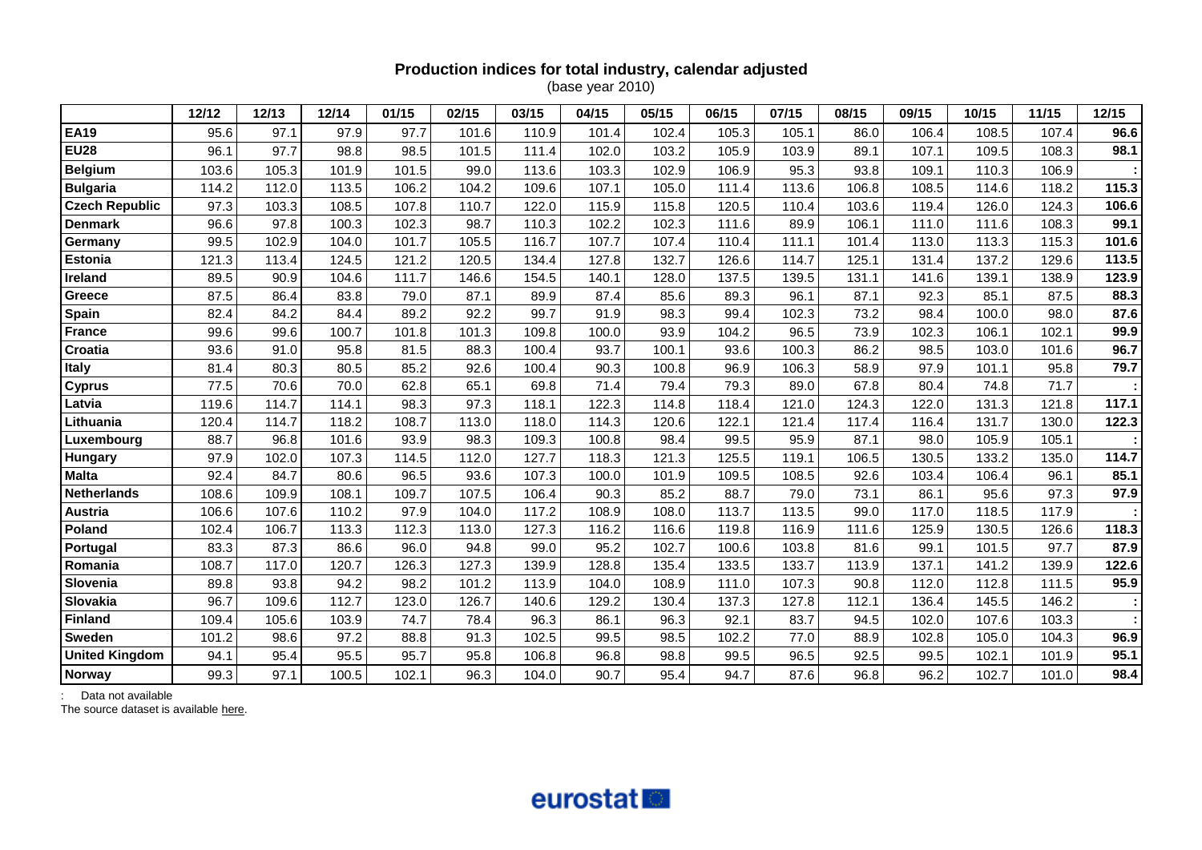**Production indices for total industry, calendar adjusted**
(base year 2010)

| | 12/12 | 12/13 | 12/14 | 01/15 | 02/15 | 03/15 | 04/15 | 05/15 | 06/15 | 07/15 | 08/15 | 09/15 | 10/15 | 11/15 | 12/15 |
|---|---|---|---|---|---|---|---|---|---|---|---|---|---|---|---|
| **EA19** | 95.6 | 97.1 | 97.9 | 97.7 | 101.6 | 110.9 | 101.4 | 102.4 | 105.3 | 105.1 | 86.0 | 106.4 | 108.5 | 107.4 | **96.6** |
| **EU28** | 96.1 | 97.7 | 98.8 | 98.5 | 101.5 | 111.4 | 102.0 | 103.2 | 105.9 | 103.9 | 89.1 | 107.1 | 109.5 | 108.3 | **98.1** |
| **Belgium** | 103.6 | 105.3 | 101.9 | 101.5 | 99.0 | 113.6 | 103.3 | 102.9 | 106.9 | 95.3 | 93.8 | 109.1 | 110.3 | 106.9 | **:** |
| **Bulgaria** | 114.2 | 112.0 | 113.5 | 106.2 | 104.2 | 109.6 | 107.1 | 105.0 | 111.4 | 113.6 | 106.8 | 108.5 | 114.6 | 118.2 | **115.3** |
| **Czech Republic** | 97.3 | 103.3 | 108.5 | 107.8 | 110.7 | 122.0 | 115.9 | 115.8 | 120.5 | 110.4 | 103.6 | 119.4 | 126.0 | 124.3 | **106.6** |
| **Denmark** | 96.6 | 97.8 | 100.3 | 102.3 | 98.7 | 110.3 | 102.2 | 102.3 | 111.6 | 89.9 | 106.1 | 111.0 | 111.6 | 108.3 | **99.1** |
| **Germany** | 99.5 | 102.9 | 104.0 | 101.7 | 105.5 | 116.7 | 107.7 | 107.4 | 110.4 | 111.1 | 101.4 | 113.0 | 113.3 | 115.3 | **101.6** |
| **Estonia** | 121.3 | 113.4 | 124.5 | 121.2 | 120.5 | 134.4 | 127.8 | 132.7 | 126.6 | 114.7 | 125.1 | 131.4 | 137.2 | 129.6 | **113.5** |
| **Ireland** | 89.5 | 90.9 | 104.6 | 111.7 | 146.6 | 154.5 | 140.1 | 128.0 | 137.5 | 139.5 | 131.1 | 141.6 | 139.1 | 138.9 | **123.9** |
| **Greece** | 87.5 | 86.4 | 83.8 | 79.0 | 87.1 | 89.9 | 87.4 | 85.6 | 89.3 | 96.1 | 87.1 | 92.3 | 85.1 | 87.5 | **88.3** |
| **Spain** | 82.4 | 84.2 | 84.4 | 89.2 | 92.2 | 99.7 | 91.9 | 98.3 | 99.4 | 102.3 | 73.2 | 98.4 | 100.0 | 98.0 | **87.6** |
| **France** | 99.6 | 99.6 | 100.7 | 101.8 | 101.3 | 109.8 | 100.0 | 93.9 | 104.2 | 96.5 | 73.9 | 102.3 | 106.1 | 102.1 | **99.9** |
| **Croatia** | 93.6 | 91.0 | 95.8 | 81.5 | 88.3 | 100.4 | 93.7 | 100.1 | 93.6 | 100.3 | 86.2 | 98.5 | 103.0 | 101.6 | **96.7** |
| **Italy** | 81.4 | 80.3 | 80.5 | 85.2 | 92.6 | 100.4 | 90.3 | 100.8 | 96.9 | 106.3 | 58.9 | 97.9 | 101.1 | 95.8 | **79.7** |
| **Cyprus** | 77.5 | 70.6 | 70.0 | 62.8 | 65.1 | 69.8 | 71.4 | 79.4 | 79.3 | 89.0 | 67.8 | 80.4 | 74.8 | 71.7 | **:** |
| **Latvia** | 119.6 | 114.7 | 114.1 | 98.3 | 97.3 | 118.1 | 122.3 | 114.8 | 118.4 | 121.0 | 124.3 | 122.0 | 131.3 | 121.8 | **117.1** |
| **Lithuania** | 120.4 | 114.7 | 118.2 | 108.7 | 113.0 | 118.0 | 114.3 | 120.6 | 122.1 | 121.4 | 117.4 | 116.4 | 131.7 | 130.0 | **122.3** |
| **Luxembourg** | 88.7 | 96.8 | 101.6 | 93.9 | 98.3 | 109.3 | 100.8 | 98.4 | 99.5 | 95.9 | 87.1 | 98.0 | 105.9 | 105.1 | **:** |
| **Hungary** | 97.9 | 102.0 | 107.3 | 114.5 | 112.0 | 127.7 | 118.3 | 121.3 | 125.5 | 119.1 | 106.5 | 130.5 | 133.2 | 135.0 | **114.7** |
| **Malta** | 92.4 | 84.7 | 80.6 | 96.5 | 93.6 | 107.3 | 100.0 | 101.9 | 109.5 | 108.5 | 92.6 | 103.4 | 106.4 | 96.1 | **85.1** |
| **Netherlands** | 108.6 | 109.9 | 108.1 | 109.7 | 107.5 | 106.4 | 90.3 | 85.2 | 88.7 | 79.0 | 73.1 | 86.1 | 95.6 | 97.3 | **97.9** |
| **Austria** | 106.6 | 107.6 | 110.2 | 97.9 | 104.0 | 117.2 | 108.9 | 108.0 | 113.7 | 113.5 | 99.0 | 117.0 | 118.5 | 117.9 | **:** |
| **Poland** | 102.4 | 106.7 | 113.3 | 112.3 | 113.0 | 127.3 | 116.2 | 116.6 | 119.8 | 116.9 | 111.6 | 125.9 | 130.5 | 126.6 | **118.3** |
| **Portugal** | 83.3 | 87.3 | 86.6 | 96.0 | 94.8 | 99.0 | 95.2 | 102.7 | 100.6 | 103.8 | 81.6 | 99.1 | 101.5 | 97.7 | **87.9** |
| **Romania** | 108.7 | 117.0 | 120.7 | 126.3 | 127.3 | 139.9 | 128.8 | 135.4 | 133.5 | 133.7 | 113.9 | 137.1 | 141.2 | 139.9 | **122.6** |
| **Slovenia** | 89.8 | 93.8 | 94.2 | 98.2 | 101.2 | 113.9 | 104.0 | 108.9 | 111.0 | 107.3 | 90.8 | 112.0 | 112.8 | 111.5 | **95.9** |
| **Slovakia** | 96.7 | 109.6 | 112.7 | 123.0 | 126.7 | 140.6 | 129.2 | 130.4 | 137.3 | 127.8 | 112.1 | 136.4 | 145.5 | 146.2 | **:** |
| **Finland** | 109.4 | 105.6 | 103.9 | 74.7 | 78.4 | 96.3 | 86.1 | 96.3 | 92.1 | 83.7 | 94.5 | 102.0 | 107.6 | 103.3 | **:** |
| **Sweden** | 101.2 | 98.6 | 97.2 | 88.8 | 91.3 | 102.5 | 99.5 | 98.5 | 102.2 | 77.0 | 88.9 | 102.8 | 105.0 | 104.3 | **96.9** |
| **United Kingdom** | 94.1 | 95.4 | 95.5 | 95.7 | 95.8 | 106.8 | 96.8 | 98.8 | 99.5 | 96.5 | 92.5 | 99.5 | 102.1 | 101.9 | **95.1** |
| **Norway** | 99.3 | 97.1 | 100.5 | 102.1 | 96.3 | 104.0 | 90.7 | 95.4 | 94.7 | 87.6 | 96.8 | 96.2 | 102.7 | 101.0 | **98.4** |

: Data not available
The source dataset is available here.